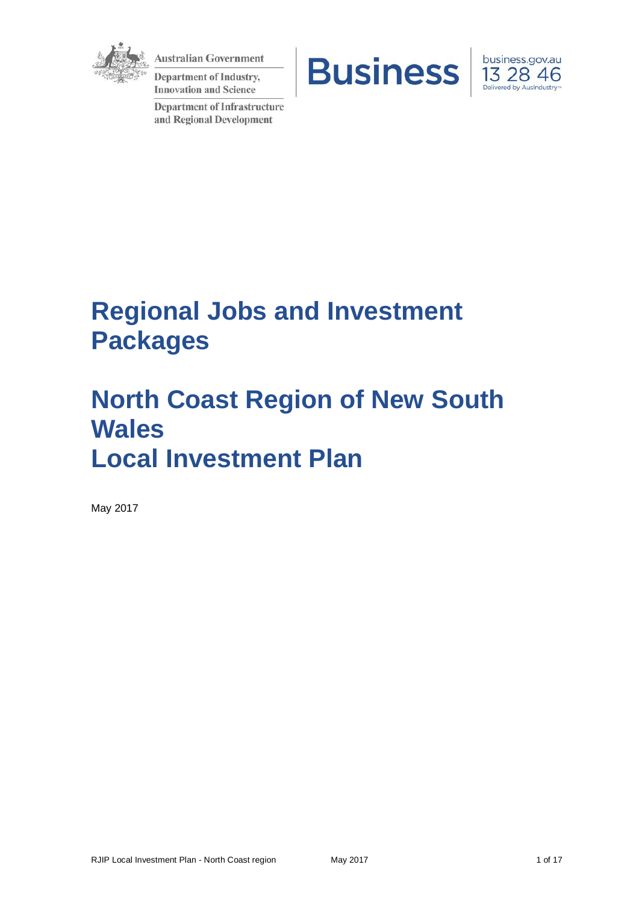Australian Government

Department of Industry, Innovation and Science

Department of Infrastructure and Regional Development

Business

business.gov.au
13 28 46
Delivered by AusIndustry™

# Regional Jobs and Investment Packages

# North Coast Region of New South Wales
# Local Investment Plan

May 2017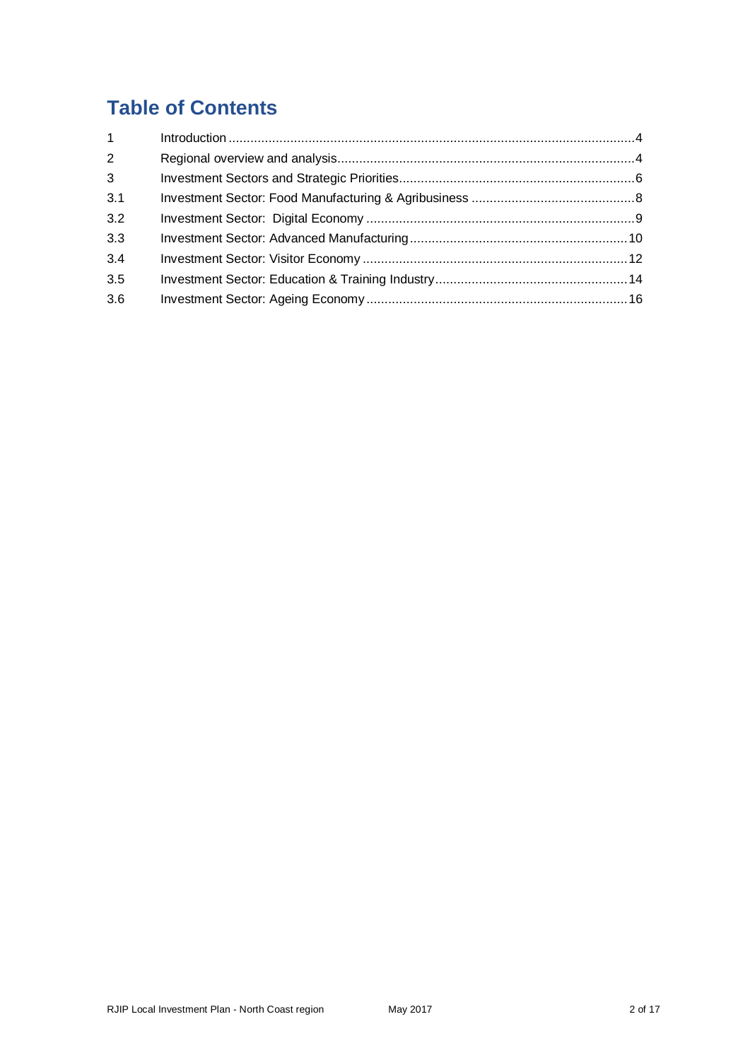# Table of Contents

| | | |
|---|---|---|
| 1 | Introduction | 4 |
| 2 | Regional overview and analysis | 4 |
| 3 | Investment Sectors and Strategic Priorities | 6 |
| 3.1 | Investment Sector: Food Manufacturing & Agribusiness | 8 |
| 3.2 | Investment Sector: Digital Economy | 9 |
| 3.3 | Investment Sector: Advanced Manufacturing | 10 |
| 3.4 | Investment Sector: Visitor Economy | 12 |
| 3.5 | Investment Sector: Education & Training Industry | 14 |
| 3.6 | Investment Sector: Ageing Economy | 16 |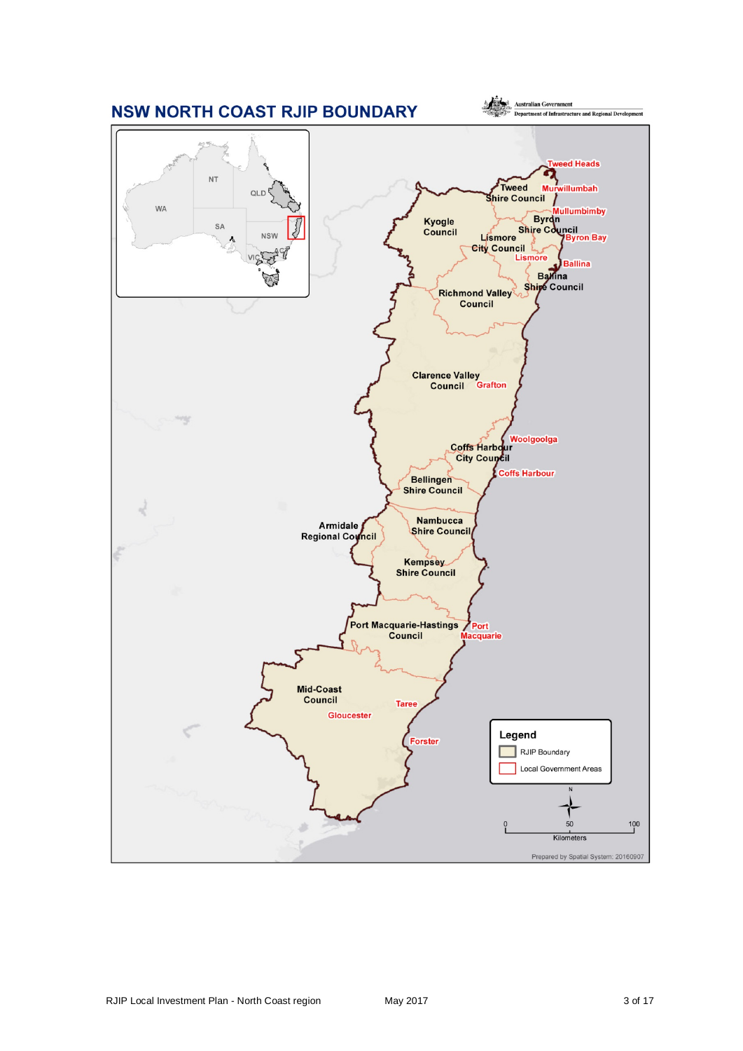# NSW NORTH COAST RJIP BOUNDARY

Australian Government
Department of Infrastructure and Regional Development

Tweed Heads
Murwillumbah
Tweed Shire Council
Mullumbimby
Byron Shire Council
Byron Bay
Kyogle Council
Lismore City Council
Lismore
Ballina
Ballina Shire Council
Richmond Valley Council
Clarence Valley Council
Grafton
Woolgoolga
Coffs Harbour City Council
Coffs Harbour
Bellingen Shire Council
Nambucca Shire Council
Armidale Regional Council
Kempsey Shire Council
Port Macquarie-Hastings Council
Port Macquarie
Mid-Coast Council
Taree
Gloucester
Forster

Legend
- RJIP Boundary
- Local Government Areas

0 50 100
Kilometers

Prepared by Spatial System: 20160907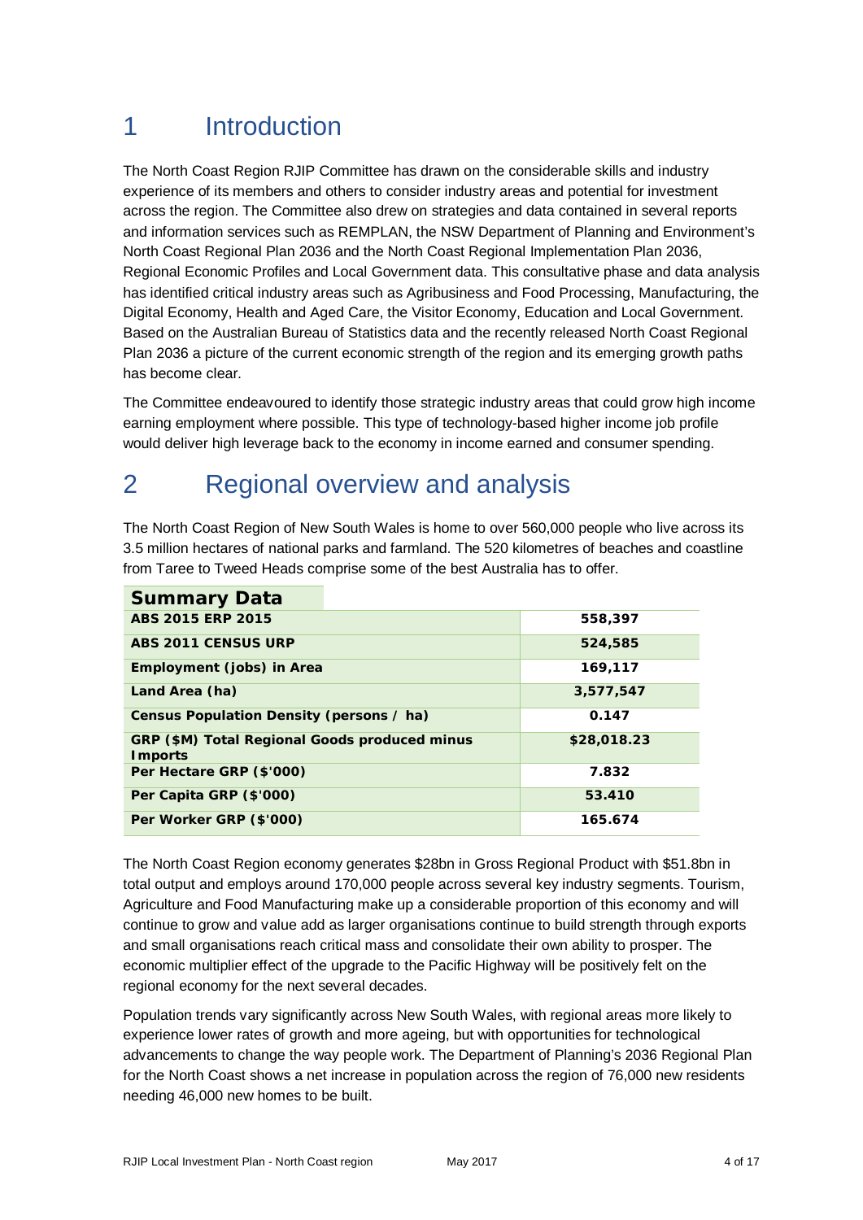# 1 Introduction

The North Coast Region RJIP Committee has drawn on the considerable skills and industry experience of its members and others to consider industry areas and potential for investment across the region. The Committee also drew on strategies and data contained in several reports and information services such as REMPLAN, the NSW Department of Planning and Environment's North Coast Regional Plan 2036 and the North Coast Regional Implementation Plan 2036, Regional Economic Profiles and Local Government data. This consultative phase and data analysis has identified critical industry areas such as Agribusiness and Food Processing, Manufacturing, the Digital Economy, Health and Aged Care, the Visitor Economy, Education and Local Government. Based on the Australian Bureau of Statistics data and the recently released North Coast Regional Plan 2036 a picture of the current economic strength of the region and its emerging growth paths has become clear.

The Committee endeavoured to identify those strategic industry areas that could grow high income earning employment where possible. This type of technology-based higher income job profile would deliver high leverage back to the economy in income earned and consumer spending.

# 2 Regional overview and analysis

The North Coast Region of New South Wales is home to over 560,000 people who live across its 3.5 million hectares of national parks and farmland. The 520 kilometres of beaches and coastline from Taree to Tweed Heads comprise some of the best Australia has to offer.

| Summary Data | |
|---|---|
| **ABS 2015 ERP 2015** | **558,397** |
| **ABS 2011 CENSUS URP** | **524,585** |
| **Employment (jobs) in Area** | **169,117** |
| **Land Area (ha)** | **3,577,547** |
| **Census Population Density (persons / ha)** | **0.147** |
| **GRP ($M) Total Regional Goods produced minus Imports** | **$28,018.23** |
| **Per Hectare GRP ($'000)** | **7.832** |
| **Per Capita GRP ($'000)** | **53.410** |
| **Per Worker GRP ($'000)** | **165.674** |

The North Coast Region economy generates $28bn in Gross Regional Product with $51.8bn in total output and employs around 170,000 people across several key industry segments. Tourism, Agriculture and Food Manufacturing make up a considerable proportion of this economy and will continue to grow and value add as larger organisations continue to build strength through exports and small organisations reach critical mass and consolidate their own ability to prosper. The economic multiplier effect of the upgrade to the Pacific Highway will be positively felt on the regional economy for the next several decades.

Population trends vary significantly across New South Wales, with regional areas more likely to experience lower rates of growth and more ageing, but with opportunities for technological advancements to change the way people work. The Department of Planning's 2036 Regional Plan for the North Coast shows a net increase in population across the region of 76,000 new residents needing 46,000 new homes to be built.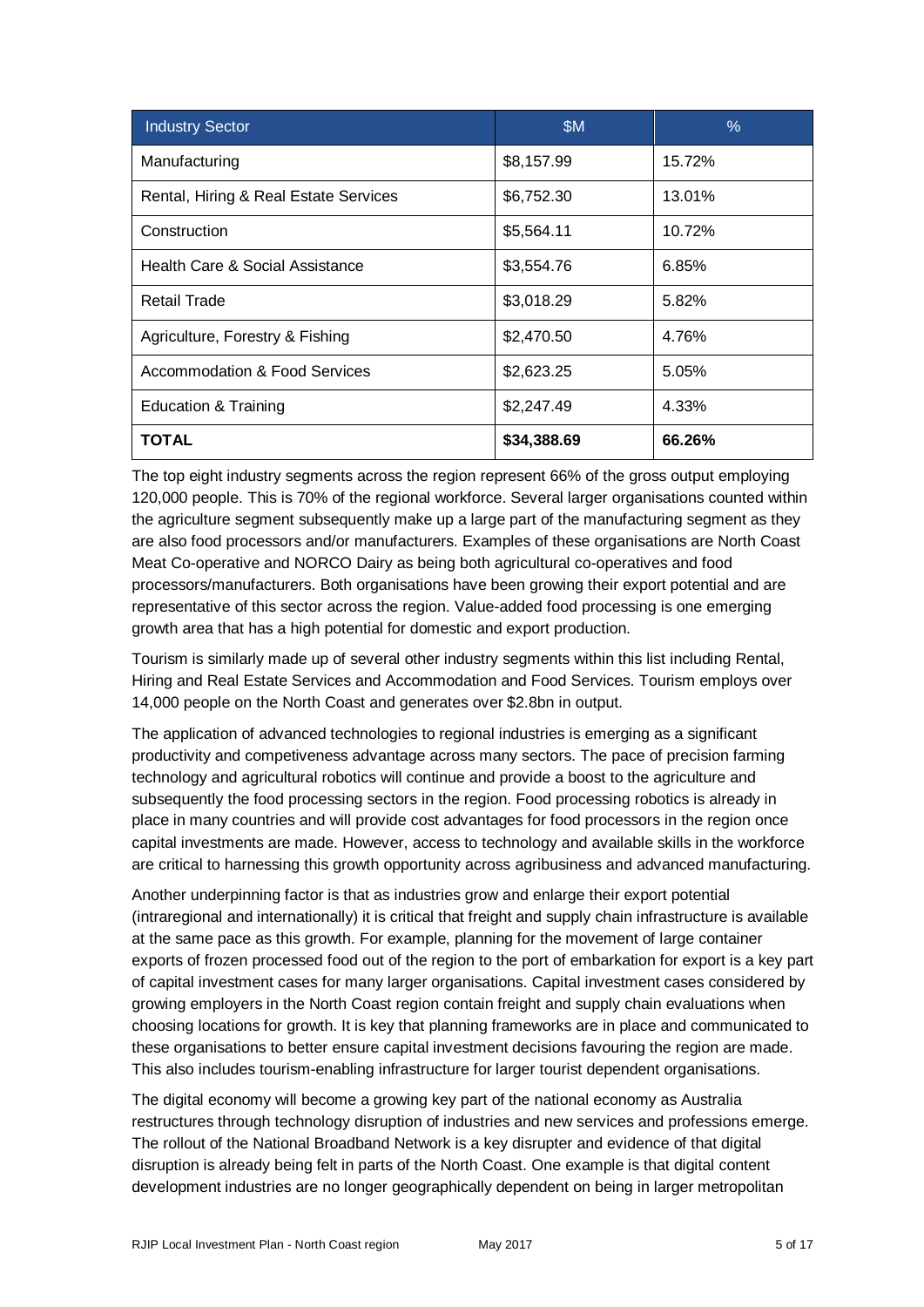| Industry Sector | $M | % |
| --- | --- | --- |
| Manufacturing | $8,157.99 | 15.72% |
| Rental, Hiring & Real Estate Services | $6,752.30 | 13.01% |
| Construction | $5,564.11 | 10.72% |
| Health Care & Social Assistance | $3,554.76 | 6.85% |
| Retail Trade | $3,018.29 | 5.82% |
| Agriculture, Forestry & Fishing | $2,470.50 | 4.76% |
| Accommodation & Food Services | $2,623.25 | 5.05% |
| Education & Training | $2,247.49 | 4.33% |
| **TOTAL** | **$34,388.69** | **66.26%** |

The top eight industry segments across the region represent 66% of the gross output employing 120,000 people. This is 70% of the regional workforce. Several larger organisations counted within the agriculture segment subsequently make up a large part of the manufacturing segment as they are also food processors and/or manufacturers. Examples of these organisations are North Coast Meat Co-operative and NORCO Dairy as being both agricultural co-operatives and food processors/manufacturers. Both organisations have been growing their export potential and are representative of this sector across the region. Value-added food processing is one emerging growth area that has a high potential for domestic and export production.

Tourism is similarly made up of several other industry segments within this list including Rental, Hiring and Real Estate Services and Accommodation and Food Services. Tourism employs over 14,000 people on the North Coast and generates over $2.8bn in output.

The application of advanced technologies to regional industries is emerging as a significant productivity and competiveness advantage across many sectors. The pace of precision farming technology and agricultural robotics will continue and provide a boost to the agriculture and subsequently the food processing sectors in the region. Food processing robotics is already in place in many countries and will provide cost advantages for food processors in the region once capital investments are made. However, access to technology and available skills in the workforce are critical to harnessing this growth opportunity across agribusiness and advanced manufacturing.

Another underpinning factor is that as industries grow and enlarge their export potential (intraregional and internationally) it is critical that freight and supply chain infrastructure is available at the same pace as this growth. For example, planning for the movement of large container exports of frozen processed food out of the region to the port of embarkation for export is a key part of capital investment cases for many larger organisations. Capital investment cases considered by growing employers in the North Coast region contain freight and supply chain evaluations when choosing locations for growth. It is key that planning frameworks are in place and communicated to these organisations to better ensure capital investment decisions favouring the region are made. This also includes tourism-enabling infrastructure for larger tourist dependent organisations.

The digital economy will become a growing key part of the national economy as Australia restructures through technology disruption of industries and new services and professions emerge. The rollout of the National Broadband Network is a key disrupter and evidence of that digital disruption is already being felt in parts of the North Coast. One example is that digital content development industries are no longer geographically dependent on being in larger metropolitan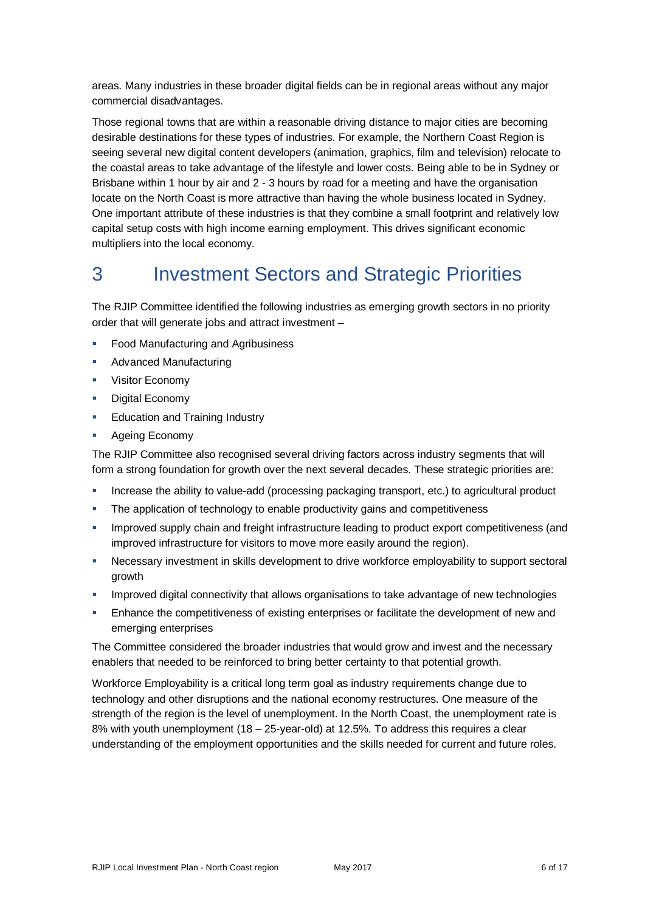areas. Many industries in these broader digital fields can be in regional areas without any major commercial disadvantages.

Those regional towns that are within a reasonable driving distance to major cities are becoming desirable destinations for these types of industries. For example, the Northern Coast Region is seeing several new digital content developers (animation, graphics, film and television) relocate to the coastal areas to take advantage of the lifestyle and lower costs. Being able to be in Sydney or Brisbane within 1 hour by air and 2 - 3 hours by road for a meeting and have the organisation locate on the North Coast is more attractive than having the whole business located in Sydney. One important attribute of these industries is that they combine a small footprint and relatively low capital setup costs with high income earning employment. This drives significant economic multipliers into the local economy.

# 3 Investment Sectors and Strategic Priorities

The RJIP Committee identified the following industries as emerging growth sectors in no priority order that will generate jobs and attract investment –

- Food Manufacturing and Agribusiness
- Advanced Manufacturing
- Visitor Economy
- Digital Economy
- Education and Training Industry
- Ageing Economy

The RJIP Committee also recognised several driving factors across industry segments that will form a strong foundation for growth over the next several decades. These strategic priorities are:

- Increase the ability to value-add (processing packaging transport, etc.) to agricultural product
- The application of technology to enable productivity gains and competitiveness
- Improved supply chain and freight infrastructure leading to product export competitiveness (and improved infrastructure for visitors to move more easily around the region).
- Necessary investment in skills development to drive workforce employability to support sectoral growth
- Improved digital connectivity that allows organisations to take advantage of new technologies
- Enhance the competitiveness of existing enterprises or facilitate the development of new and emerging enterprises

The Committee considered the broader industries that would grow and invest and the necessary enablers that needed to be reinforced to bring better certainty to that potential growth.

Workforce Employability is a critical long term goal as industry requirements change due to technology and other disruptions and the national economy restructures. One measure of the strength of the region is the level of unemployment. In the North Coast, the unemployment rate is 8% with youth unemployment (18 – 25-year-old) at 12.5%. To address this requires a clear understanding of the employment opportunities and the skills needed for current and future roles.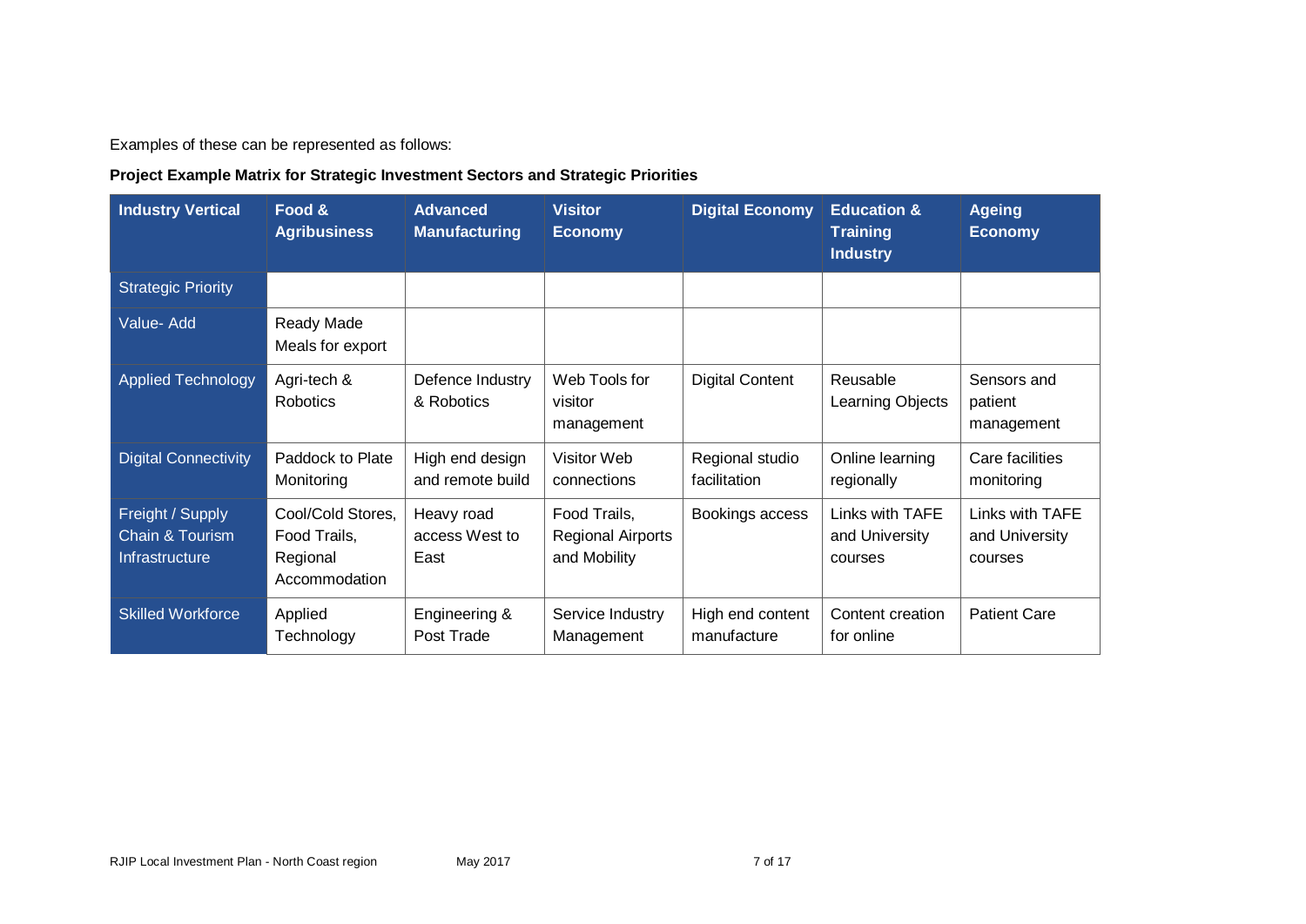Examples of these can be represented as follows:

**Project Example Matrix for Strategic Investment Sectors and Strategic Priorities**

| Industry Vertical | Food & Agribusiness | Advanced Manufacturing | Visitor Economy | Digital Economy | Education & Training Industry | Ageing Economy |
|---|---|---|---|---|---|---|
| Strategic Priority | | | | | | |
| Value- Add | Ready Made Meals for export | | | | | |
| Applied Technology | Agri-tech & Robotics | Defence Industry & Robotics | Web Tools for visitor management | Digital Content | Reusable Learning Objects | Sensors and patient management |
| Digital Connectivity | Paddock to Plate Monitoring | High end design and remote build | Visitor Web connections | Regional studio facilitation | Online learning regionally | Care facilities monitoring |
| Freight / Supply Chain & Tourism Infrastructure | Cool/Cold Stores, Food Trails, Regional Accommodation | Heavy road access West to East | Food Trails, Regional Airports and Mobility | Bookings access | Links with TAFE and University courses | Links with TAFE and University courses |
| Skilled Workforce | Applied Technology | Engineering & Post Trade | Service Industry Management | High end content manufacture | Content creation for online | Patient Care |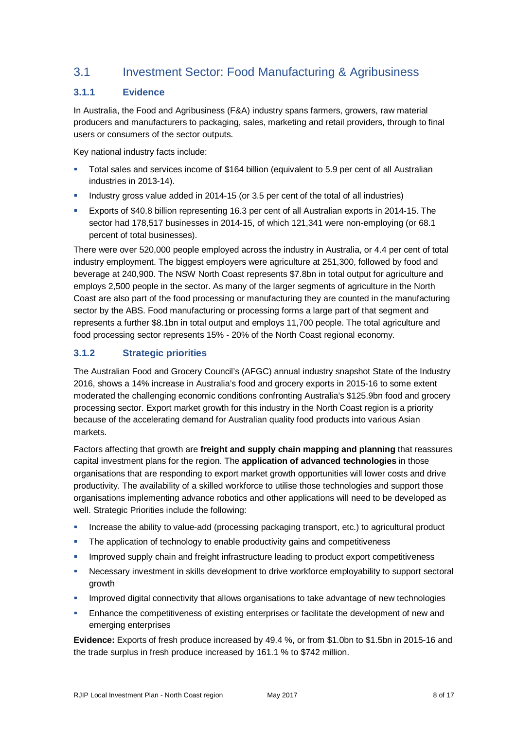## 3.1 Investment Sector: Food Manufacturing & Agribusiness

### 3.1.1 Evidence

In Australia, the Food and Agribusiness (F&A) industry spans farmers, growers, raw material producers and manufacturers to packaging, sales, marketing and retail providers, through to final users or consumers of the sector outputs.

Key national industry facts include:

- Total sales and services income of $164 billion (equivalent to 5.9 per cent of all Australian industries in 2013-14).
- Industry gross value added in 2014-15 (or 3.5 per cent of the total of all industries)
- Exports of $40.8 billion representing 16.3 per cent of all Australian exports in 2014-15. The sector had 178,517 businesses in 2014-15, of which 121,341 were non-employing (or 68.1 percent of total businesses).

There were over 520,000 people employed across the industry in Australia, or 4.4 per cent of total industry employment. The biggest employers were agriculture at 251,300, followed by food and beverage at 240,900. The NSW North Coast represents $7.8bn in total output for agriculture and employs 2,500 people in the sector. As many of the larger segments of agriculture in the North Coast are also part of the food processing or manufacturing they are counted in the manufacturing sector by the ABS. Food manufacturing or processing forms a large part of that segment and represents a further $8.1bn in total output and employs 11,700 people. The total agriculture and food processing sector represents 15% - 20% of the North Coast regional economy.

### 3.1.2 Strategic priorities

The Australian Food and Grocery Council's (AFGC) annual industry snapshot State of the Industry 2016, shows a 14% increase in Australia's food and grocery exports in 2015-16 to some extent moderated the challenging economic conditions confronting Australia's $125.9bn food and grocery processing sector. Export market growth for this industry in the North Coast region is a priority because of the accelerating demand for Australian quality food products into various Asian markets.

Factors affecting that growth are **freight and supply chain mapping and planning** that reassures capital investment plans for the region. The **application of advanced technologies** in those organisations that are responding to export market growth opportunities will lower costs and drive productivity. The availability of a skilled workforce to utilise those technologies and support those organisations implementing advance robotics and other applications will need to be developed as well. Strategic Priorities include the following:

- Increase the ability to value-add (processing packaging transport, etc.) to agricultural product
- The application of technology to enable productivity gains and competitiveness
- Improved supply chain and freight infrastructure leading to product export competitiveness
- Necessary investment in skills development to drive workforce employability to support sectoral growth
- Improved digital connectivity that allows organisations to take advantage of new technologies
- Enhance the competitiveness of existing enterprises or facilitate the development of new and emerging enterprises

**Evidence:** Exports of fresh produce increased by 49.4 %, or from $1.0bn to $1.5bn in 2015-16 and the trade surplus in fresh produce increased by 161.1 % to $742 million.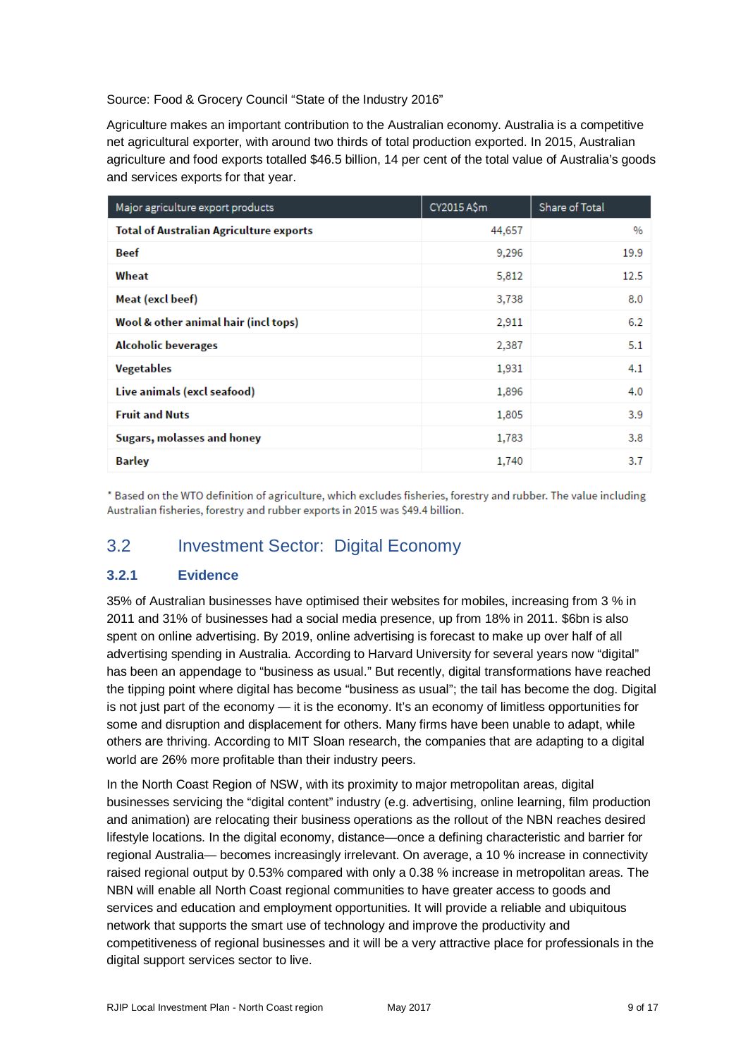Source: Food & Grocery Council "State of the Industry 2016"

Agriculture makes an important contribution to the Australian economy. Australia is a competitive net agricultural exporter, with around two thirds of total production exported. In 2015, Australian agriculture and food exports totalled $46.5 billion, 14 per cent of the total value of Australia's goods and services exports for that year.

| Major agriculture export products | CY2015 A$m | Share of Total |
|---|---|---|
| **Total of Australian Agriculture exports** | 44,657 | % |
| **Beef** | 9,296 | 19.9 |
| **Wheat** | 5,812 | 12.5 |
| **Meat (excl beef)** | 3,738 | 8.0 |
| **Wool & other animal hair (incl tops)** | 2,911 | 6.2 |
| **Alcoholic beverages** | 2,387 | 5.1 |
| **Vegetables** | 1,931 | 4.1 |
| **Live animals (excl seafood)** | 1,896 | 4.0 |
| **Fruit and Nuts** | 1,805 | 3.9 |
| **Sugars, molasses and honey** | 1,783 | 3.8 |
| **Barley** | 1,740 | 3.7 |

* Based on the WTO definition of agriculture, which excludes fisheries, forestry and rubber. The value including Australian fisheries, forestry and rubber exports in 2015 was $49.4 billion.

## 3.2 Investment Sector: Digital Economy

### 3.2.1 Evidence

35% of Australian businesses have optimised their websites for mobiles, increasing from 3 % in 2011 and 31% of businesses had a social media presence, up from 18% in 2011. $6bn is also spent on online advertising. By 2019, online advertising is forecast to make up over half of all advertising spending in Australia. According to Harvard University for several years now "digital" has been an appendage to "business as usual." But recently, digital transformations have reached the tipping point where digital has become "business as usual"; the tail has become the dog. Digital is not just part of the economy — it is the economy. It's an economy of limitless opportunities for some and disruption and displacement for others. Many firms have been unable to adapt, while others are thriving. According to MIT Sloan research, the companies that are adapting to a digital world are 26% more profitable than their industry peers.

In the North Coast Region of NSW, with its proximity to major metropolitan areas, digital businesses servicing the "digital content" industry (e.g. advertising, online learning, film production and animation) are relocating their business operations as the rollout of the NBN reaches desired lifestyle locations. In the digital economy, distance—once a defining characteristic and barrier for regional Australia— becomes increasingly irrelevant. On average, a 10 % increase in connectivity raised regional output by 0.53% compared with only a 0.38 % increase in metropolitan areas. The NBN will enable all North Coast regional communities to have greater access to goods and services and education and employment opportunities. It will provide a reliable and ubiquitous network that supports the smart use of technology and improve the productivity and competitiveness of regional businesses and it will be a very attractive place for professionals in the digital support services sector to live.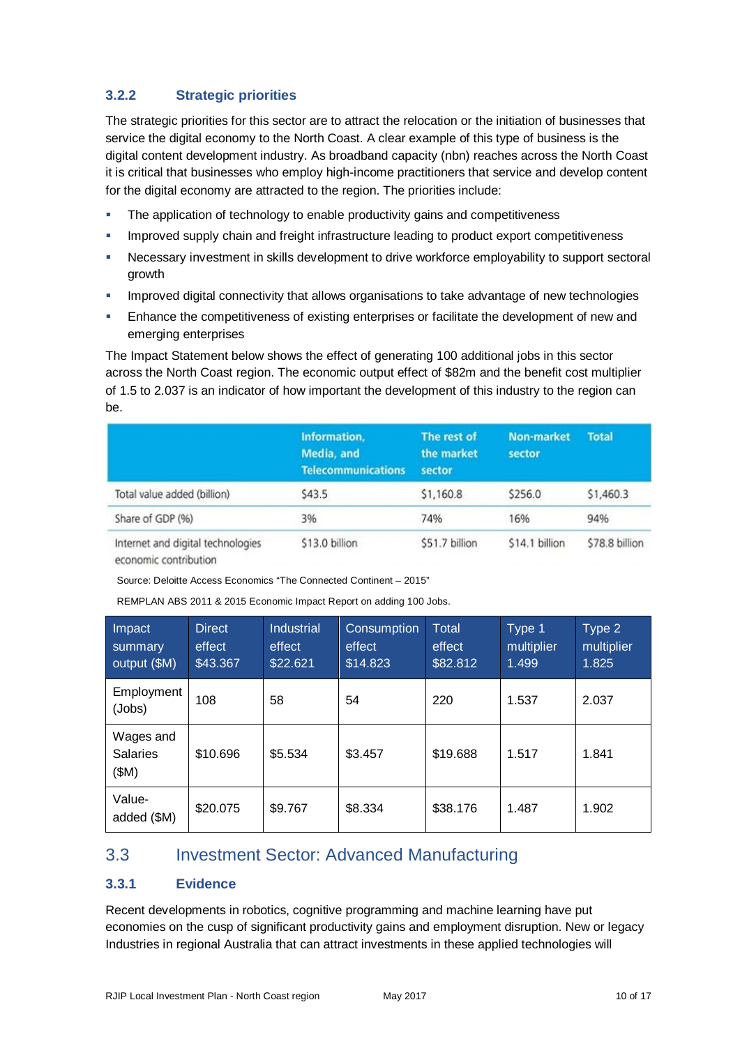### 3.2.2 Strategic priorities

The strategic priorities for this sector are to attract the relocation or the initiation of businesses that service the digital economy to the North Coast. A clear example of this type of business is the digital content development industry. As broadband capacity (nbn) reaches across the North Coast it is critical that businesses who employ high-income practitioners that service and develop content for the digital economy are attracted to the region. The priorities include:

- The application of technology to enable productivity gains and competitiveness
- Improved supply chain and freight infrastructure leading to product export competitiveness
- Necessary investment in skills development to drive workforce employability to support sectoral growth
- Improved digital connectivity that allows organisations to take advantage of new technologies
- Enhance the competitiveness of existing enterprises or facilitate the development of new and emerging enterprises

The Impact Statement below shows the effect of generating 100 additional jobs in this sector across the North Coast region. The economic output effect of $82m and the benefit cost multiplier of 1.5 to 2.037 is an indicator of how important the development of this industry to the region can be.

| | Information, Media, and Telecommunications | The rest of the market sector | Non-market sector | Total |
|---|---|---|---|---|
| Total value added (billion) | $43.5 | $1,160.8 | $256.0 | $1,460.3 |
| Share of GDP (%) | 3% | 74% | 16% | 94% |
| Internet and digital technologies economic contribution | $13.0 billion | $51.7 billion | $14.1 billion | $78.8 billion |

Source: Deloitte Access Economics "The Connected Continent – 2015"

REMPLAN ABS 2011 & 2015 Economic Impact Report on adding 100 Jobs.

| Impact summary output ($M) | Direct effect $43.367 | Industrial effect $22.621 | Consumption effect $14.823 | Total effect $82.812 | Type 1 multiplier 1.499 | Type 2 multiplier 1.825 |
|---|---|---|---|---|---|---|
| Employment (Jobs) | 108 | 58 | 54 | 220 | 1.537 | 2.037 |
| Wages and Salaries ($M) | $10.696 | $5.534 | $3.457 | $19.688 | 1.517 | 1.841 |
| Value-added ($M) | $20.075 | $9.767 | $8.334 | $38.176 | 1.487 | 1.902 |

## 3.3 Investment Sector: Advanced Manufacturing

### 3.3.1 Evidence

Recent developments in robotics, cognitive programming and machine learning have put economies on the cusp of significant productivity gains and employment disruption. New or legacy Industries in regional Australia that can attract investments in these applied technologies will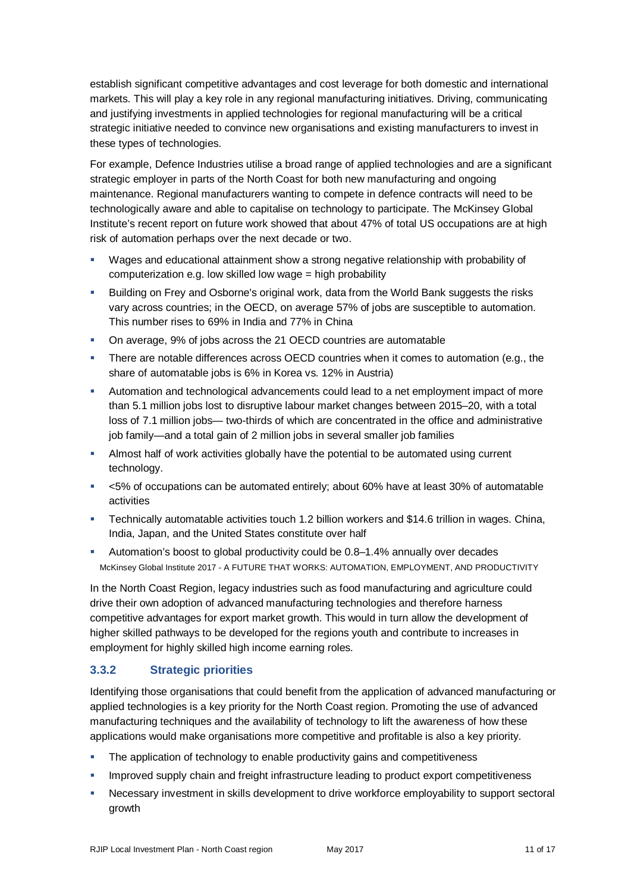establish significant competitive advantages and cost leverage for both domestic and international markets. This will play a key role in any regional manufacturing initiatives. Driving, communicating and justifying investments in applied technologies for regional manufacturing will be a critical strategic initiative needed to convince new organisations and existing manufacturers to invest in these types of technologies.

For example, Defence Industries utilise a broad range of applied technologies and are a significant strategic employer in parts of the North Coast for both new manufacturing and ongoing maintenance. Regional manufacturers wanting to compete in defence contracts will need to be technologically aware and able to capitalise on technology to participate. The McKinsey Global Institute's recent report on future work showed that about 47% of total US occupations are at high risk of automation perhaps over the next decade or two.

- Wages and educational attainment show a strong negative relationship with probability of computerization e.g. low skilled low wage = high probability
- Building on Frey and Osborne's original work, data from the World Bank suggests the risks vary across countries; in the OECD, on average 57% of jobs are susceptible to automation. This number rises to 69% in India and 77% in China
- On average, 9% of jobs across the 21 OECD countries are automatable
- There are notable differences across OECD countries when it comes to automation (e.g., the share of automatable jobs is 6% in Korea vs. 12% in Austria)
- Automation and technological advancements could lead to a net employment impact of more than 5.1 million jobs lost to disruptive labour market changes between 2015–20, with a total loss of 7.1 million jobs— two-thirds of which are concentrated in the office and administrative job family—and a total gain of 2 million jobs in several smaller job families
- Almost half of work activities globally have the potential to be automated using current technology.
- <5% of occupations can be automated entirely; about 60% have at least 30% of automatable activities
- Technically automatable activities touch 1.2 billion workers and $14.6 trillion in wages. China, India, Japan, and the United States constitute over half
- Automation's boost to global productivity could be 0.8–1.4% annually over decades

McKinsey Global Institute 2017 - A FUTURE THAT WORKS: AUTOMATION, EMPLOYMENT, AND PRODUCTIVITY

In the North Coast Region, legacy industries such as food manufacturing and agriculture could drive their own adoption of advanced manufacturing technologies and therefore harness competitive advantages for export market growth. This would in turn allow the development of higher skilled pathways to be developed for the regions youth and contribute to increases in employment for highly skilled high income earning roles.

### 3.3.2 Strategic priorities

Identifying those organisations that could benefit from the application of advanced manufacturing or applied technologies is a key priority for the North Coast region. Promoting the use of advanced manufacturing techniques and the availability of technology to lift the awareness of how these applications would make organisations more competitive and profitable is also a key priority.

- The application of technology to enable productivity gains and competitiveness
- Improved supply chain and freight infrastructure leading to product export competitiveness
- Necessary investment in skills development to drive workforce employability to support sectoral growth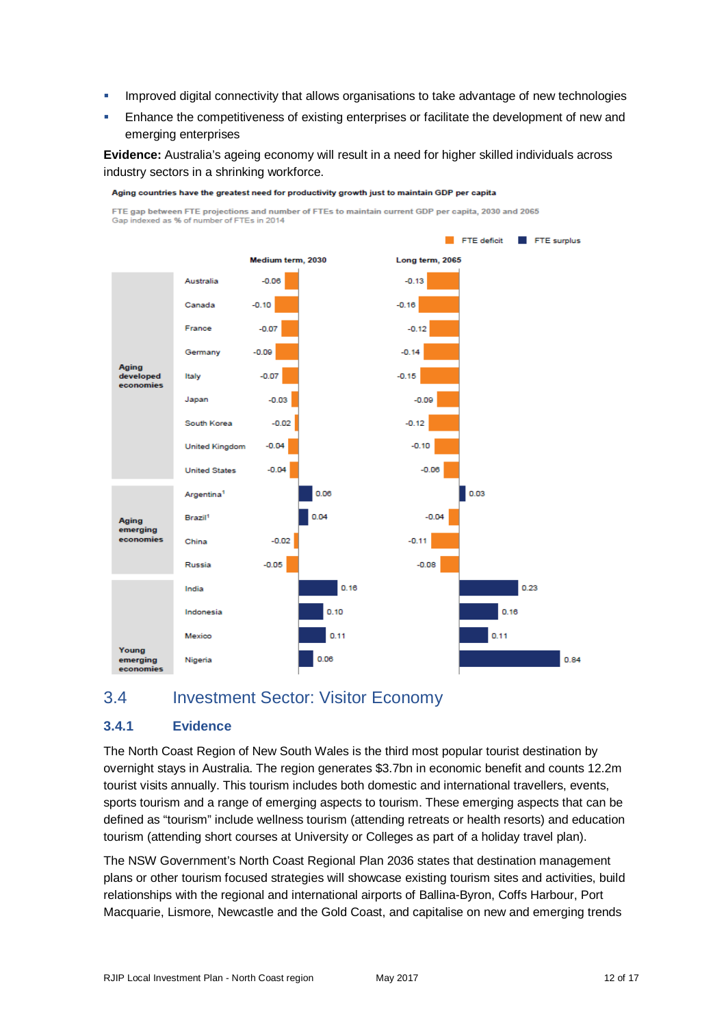- Improved digital connectivity that allows organisations to take advantage of new technologies
- Enhance the competitiveness of existing enterprises or facilitate the development of new and emerging enterprises

**Evidence:** Australia's ageing economy will result in a need for higher skilled individuals across industry sectors in a shrinking workforce.

**Aging countries have the greatest need for productivity growth just to maintain GDP per capita**

FTE gap between FTE projections and number of FTEs to maintain current GDP per capita, 2030 and 2065
Gap indexed as % of number of FTEs in 2014

| Group | Country | Medium term, 2030 | Long term, 2065 |
|---|---|---|---|
| Aging developed economies | Australia | -0.06 | -0.13 |
| | Canada | -0.10 | -0.16 |
| | France | -0.07 | -0.12 |
| | Germany | -0.09 | -0.14 |
| | Italy | -0.07 | -0.15 |
| | Japan | -0.03 | -0.09 |
| | South Korea | -0.02 | -0.12 |
| | United Kingdom | -0.04 | -0.10 |
| | United States | -0.04 | -0.06 |
| Aging emerging economies | Argentina[1] | 0.06 | 0.03 |
| | Brazil[1] | 0.04 | -0.04 |
| | China | -0.02 | -0.11 |
| | Russia | -0.05 | -0.08 |
| Young emerging economies | India | 0.16 | 0.23 |
| | Indonesia | 0.10 | 0.16 |
| | Mexico | 0.11 | 0.11 |
| | Nigeria | 0.06 | 0.84 |

FTE deficit / FTE surplus

## 3.4 Investment Sector: Visitor Economy

### 3.4.1 Evidence

The North Coast Region of New South Wales is the third most popular tourist destination by overnight stays in Australia. The region generates $3.7bn in economic benefit and counts 12.2m tourist visits annually. This tourism includes both domestic and international travellers, events, sports tourism and a range of emerging aspects to tourism. These emerging aspects that can be defined as "tourism" include wellness tourism (attending retreats or health resorts) and education tourism (attending short courses at University or Colleges as part of a holiday travel plan).

The NSW Government's North Coast Regional Plan 2036 states that destination management plans or other tourism focused strategies will showcase existing tourism sites and activities, build relationships with the regional and international airports of Ballina-Byron, Coffs Harbour, Port Macquarie, Lismore, Newcastle and the Gold Coast, and capitalise on new and emerging trends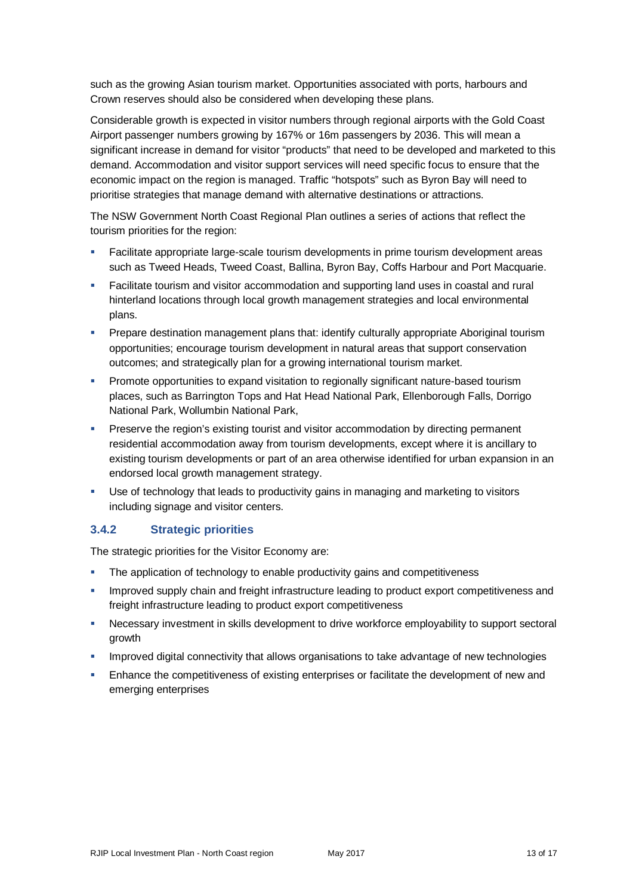such as the growing Asian tourism market. Opportunities associated with ports, harbours and Crown reserves should also be considered when developing these plans.

Considerable growth is expected in visitor numbers through regional airports with the Gold Coast Airport passenger numbers growing by 167% or 16m passengers by 2036. This will mean a significant increase in demand for visitor "products" that need to be developed and marketed to this demand. Accommodation and visitor support services will need specific focus to ensure that the economic impact on the region is managed. Traffic "hotspots" such as Byron Bay will need to prioritise strategies that manage demand with alternative destinations or attractions.

The NSW Government North Coast Regional Plan outlines a series of actions that reflect the tourism priorities for the region:

- Facilitate appropriate large-scale tourism developments in prime tourism development areas such as Tweed Heads, Tweed Coast, Ballina, Byron Bay, Coffs Harbour and Port Macquarie.
- Facilitate tourism and visitor accommodation and supporting land uses in coastal and rural hinterland locations through local growth management strategies and local environmental plans.
- Prepare destination management plans that: identify culturally appropriate Aboriginal tourism opportunities; encourage tourism development in natural areas that support conservation outcomes; and strategically plan for a growing international tourism market.
- Promote opportunities to expand visitation to regionally significant nature-based tourism places, such as Barrington Tops and Hat Head National Park, Ellenborough Falls, Dorrigo National Park, Wollumbin National Park,
- Preserve the region's existing tourist and visitor accommodation by directing permanent residential accommodation away from tourism developments, except where it is ancillary to existing tourism developments or part of an area otherwise identified for urban expansion in an endorsed local growth management strategy.
- Use of technology that leads to productivity gains in managing and marketing to visitors including signage and visitor centers.

### 3.4.2 Strategic priorities

The strategic priorities for the Visitor Economy are:

- The application of technology to enable productivity gains and competitiveness
- Improved supply chain and freight infrastructure leading to product export competitiveness and freight infrastructure leading to product export competitiveness
- Necessary investment in skills development to drive workforce employability to support sectoral growth
- Improved digital connectivity that allows organisations to take advantage of new technologies
- Enhance the competitiveness of existing enterprises or facilitate the development of new and emerging enterprises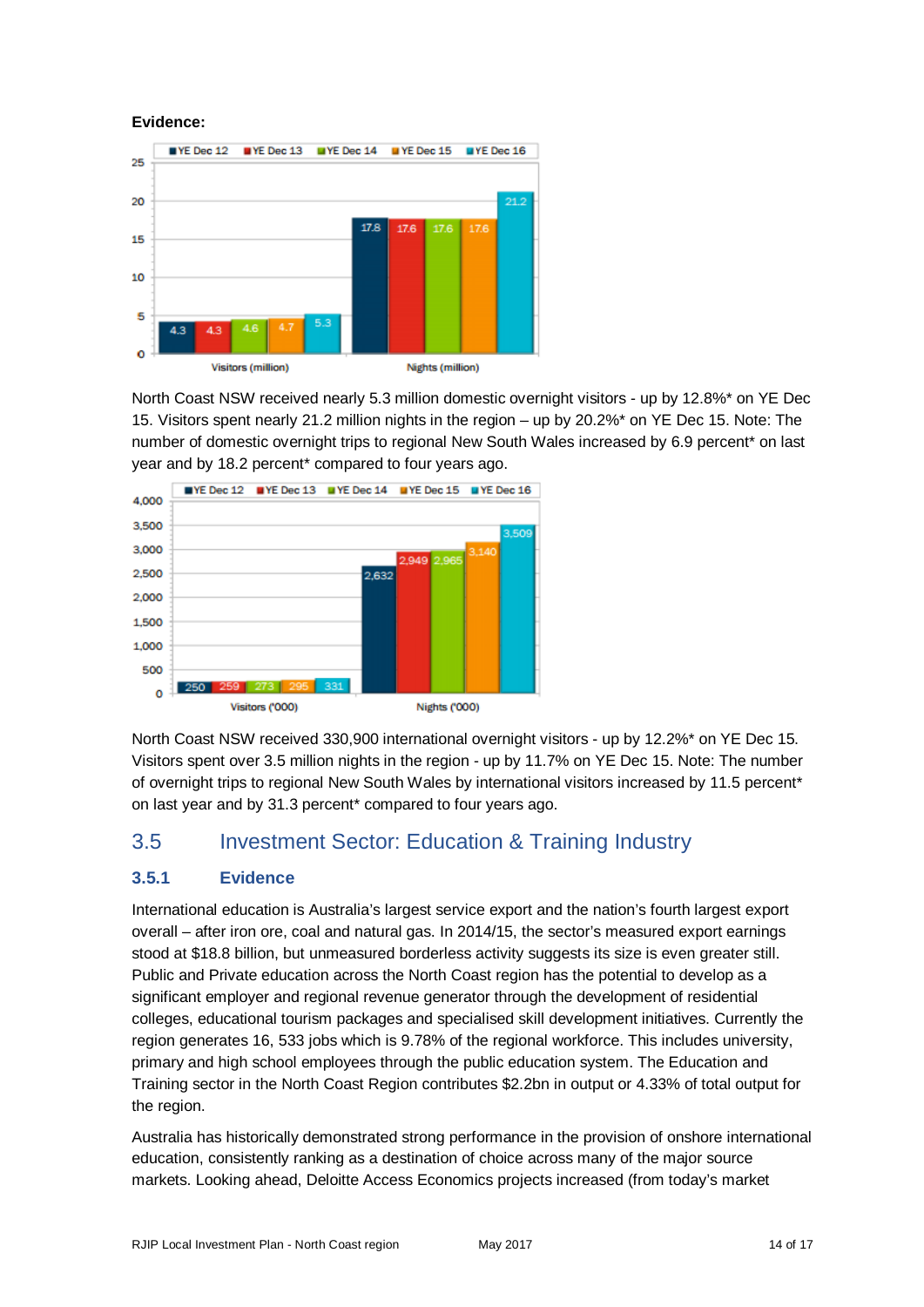**Evidence:**

| | YE Dec 12 | YE Dec 13 | YE Dec 14 | YE Dec 15 | YE Dec 16 |
|---|---|---|---|---|---|
| Visitors (million) | 4.3 | 4.3 | 4.6 | 4.7 | 5.3 |
| Nights (million) | 17.8 | 17.6 | 17.6 | 17.6 | 21.2 |

North Coast NSW received nearly 5.3 million domestic overnight visitors - up by 12.8%* on YE Dec 15. Visitors spent nearly 21.2 million nights in the region – up by 20.2%* on YE Dec 15. Note: The number of domestic overnight trips to regional New South Wales increased by 6.9 percent* on last year and by 18.2 percent* compared to four years ago.

| | YE Dec 12 | YE Dec 13 | YE Dec 14 | YE Dec 15 | YE Dec 16 |
|---|---|---|---|---|---|
| Visitors ('000) | 250 | 259 | 273 | 295 | 331 |
| Nights ('000) | 2,632 | 2,949 | 2,965 | 3,140 | 3,509 |

North Coast NSW received 330,900 international overnight visitors - up by 12.2%* on YE Dec 15. Visitors spent over 3.5 million nights in the region - up by 11.7% on YE Dec 15. Note: The number of overnight trips to regional New South Wales by international visitors increased by 11.5 percent* on last year and by 31.3 percent* compared to four years ago.

## 3.5 Investment Sector: Education & Training Industry

### 3.5.1 Evidence

International education is Australia's largest service export and the nation's fourth largest export overall – after iron ore, coal and natural gas. In 2014/15, the sector's measured export earnings stood at $18.8 billion, but unmeasured borderless activity suggests its size is even greater still. Public and Private education across the North Coast region has the potential to develop as a significant employer and regional revenue generator through the development of residential colleges, educational tourism packages and specialised skill development initiatives. Currently the region generates 16, 533 jobs which is 9.78% of the regional workforce. This includes university, primary and high school employees through the public education system. The Education and Training sector in the North Coast Region contributes $2.2bn in output or 4.33% of total output for the region.

Australia has historically demonstrated strong performance in the provision of onshore international education, consistently ranking as a destination of choice across many of the major source markets. Looking ahead, Deloitte Access Economics projects increased (from today's market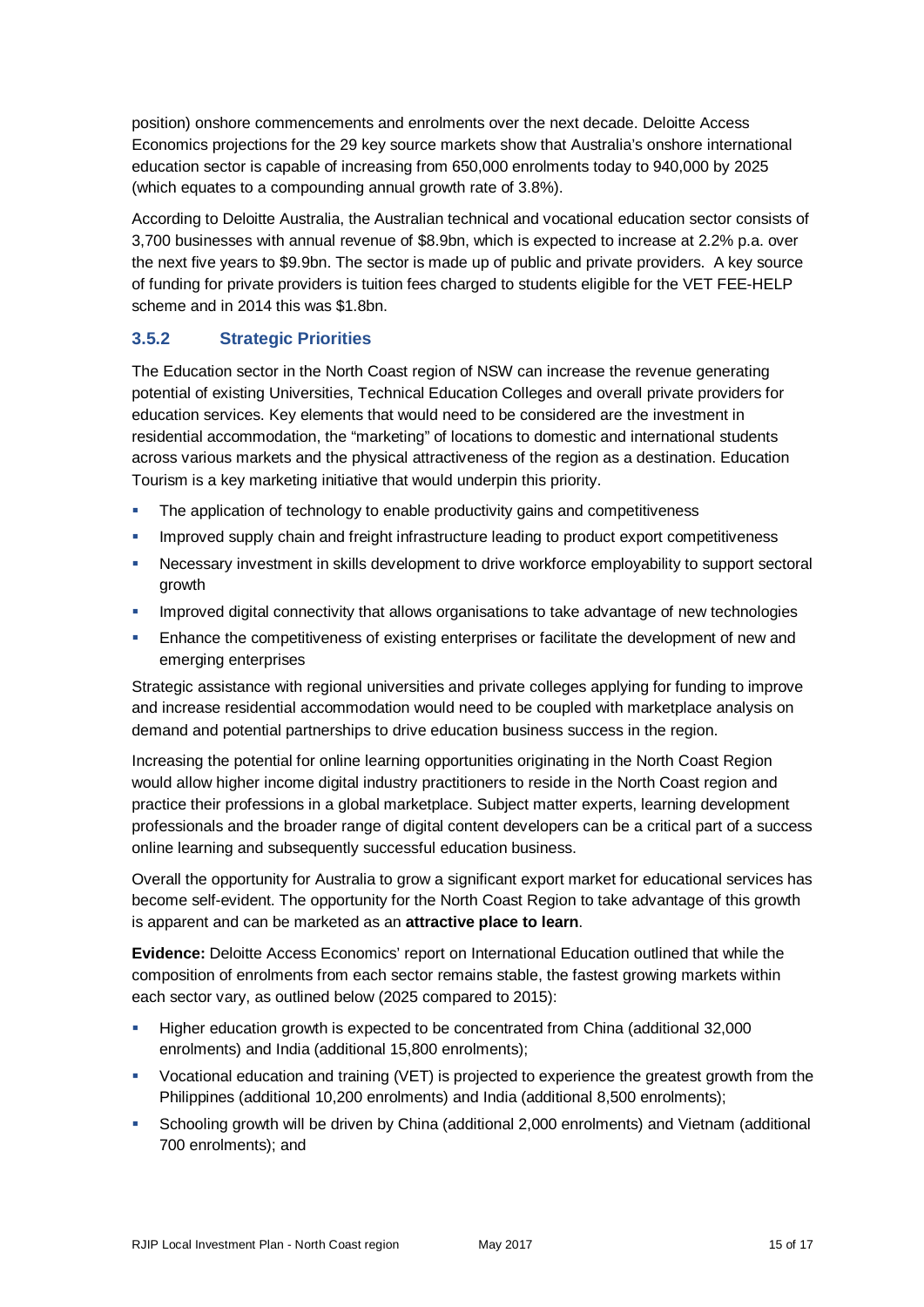position) onshore commencements and enrolments over the next decade. Deloitte Access Economics projections for the 29 key source markets show that Australia's onshore international education sector is capable of increasing from 650,000 enrolments today to 940,000 by 2025 (which equates to a compounding annual growth rate of 3.8%).

According to Deloitte Australia, the Australian technical and vocational education sector consists of 3,700 businesses with annual revenue of $8.9bn, which is expected to increase at 2.2% p.a. over the next five years to $9.9bn. The sector is made up of public and private providers. A key source of funding for private providers is tuition fees charged to students eligible for the VET FEE-HELP scheme and in 2014 this was $1.8bn.

### 3.5.2 Strategic Priorities

The Education sector in the North Coast region of NSW can increase the revenue generating potential of existing Universities, Technical Education Colleges and overall private providers for education services. Key elements that would need to be considered are the investment in residential accommodation, the "marketing" of locations to domestic and international students across various markets and the physical attractiveness of the region as a destination. Education Tourism is a key marketing initiative that would underpin this priority.

- The application of technology to enable productivity gains and competitiveness
- Improved supply chain and freight infrastructure leading to product export competitiveness
- Necessary investment in skills development to drive workforce employability to support sectoral growth
- Improved digital connectivity that allows organisations to take advantage of new technologies
- Enhance the competitiveness of existing enterprises or facilitate the development of new and emerging enterprises

Strategic assistance with regional universities and private colleges applying for funding to improve and increase residential accommodation would need to be coupled with marketplace analysis on demand and potential partnerships to drive education business success in the region.

Increasing the potential for online learning opportunities originating in the North Coast Region would allow higher income digital industry practitioners to reside in the North Coast region and practice their professions in a global marketplace. Subject matter experts, learning development professionals and the broader range of digital content developers can be a critical part of a success online learning and subsequently successful education business.

Overall the opportunity for Australia to grow a significant export market for educational services has become self-evident. The opportunity for the North Coast Region to take advantage of this growth is apparent and can be marketed as an **attractive place to learn**.

**Evidence:** Deloitte Access Economics' report on International Education outlined that while the composition of enrolments from each sector remains stable, the fastest growing markets within each sector vary, as outlined below (2025 compared to 2015):

- Higher education growth is expected to be concentrated from China (additional 32,000 enrolments) and India (additional 15,800 enrolments);
- Vocational education and training (VET) is projected to experience the greatest growth from the Philippines (additional 10,200 enrolments) and India (additional 8,500 enrolments);
- Schooling growth will be driven by China (additional 2,000 enrolments) and Vietnam (additional 700 enrolments); and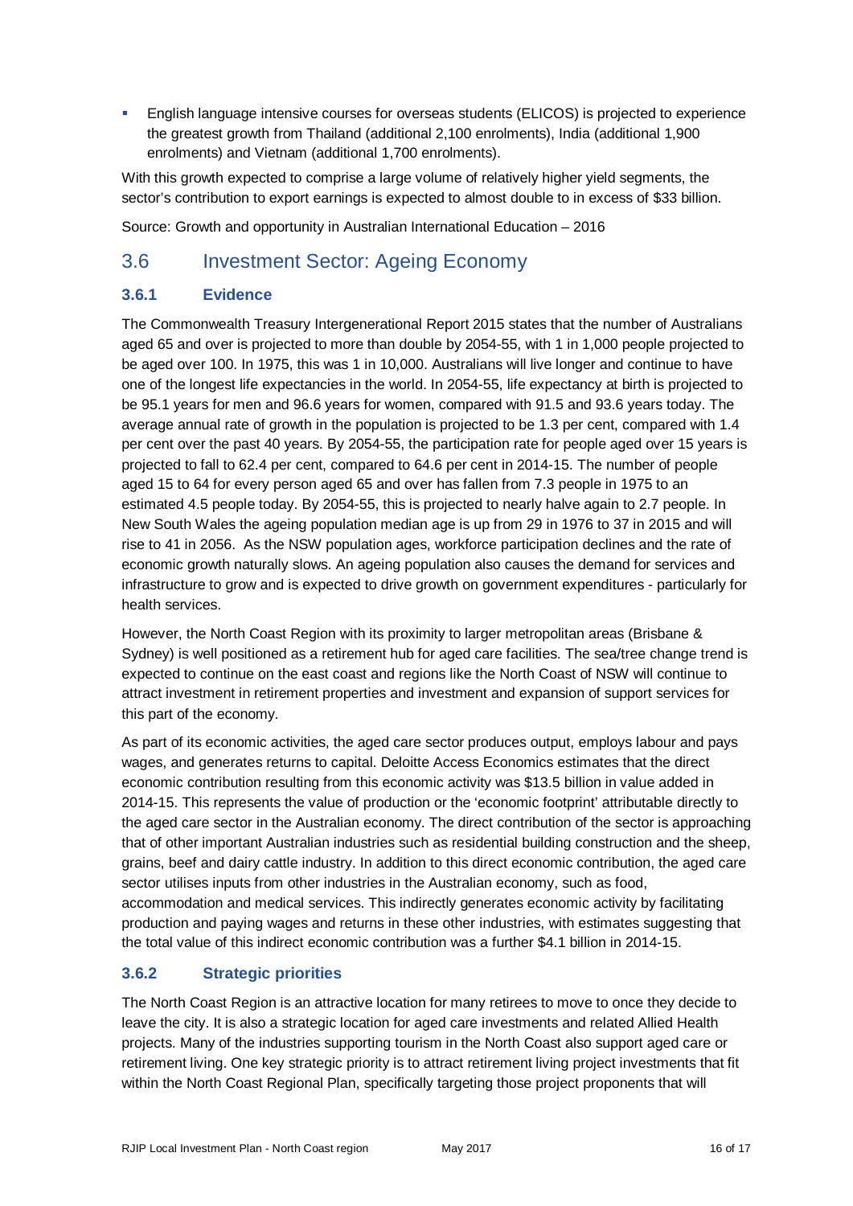- English language intensive courses for overseas students (ELICOS) is projected to experience the greatest growth from Thailand (additional 2,100 enrolments), India (additional 1,900 enrolments) and Vietnam (additional 1,700 enrolments).

With this growth expected to comprise a large volume of relatively higher yield segments, the sector's contribution to export earnings is expected to almost double to in excess of $33 billion.

Source: Growth and opportunity in Australian International Education – 2016

## 3.6 Investment Sector: Ageing Economy

### 3.6.1 Evidence

The Commonwealth Treasury Intergenerational Report 2015 states that the number of Australians aged 65 and over is projected to more than double by 2054-55, with 1 in 1,000 people projected to be aged over 100. In 1975, this was 1 in 10,000. Australians will live longer and continue to have one of the longest life expectancies in the world. In 2054-55, life expectancy at birth is projected to be 95.1 years for men and 96.6 years for women, compared with 91.5 and 93.6 years today. The average annual rate of growth in the population is projected to be 1.3 per cent, compared with 1.4 per cent over the past 40 years. By 2054-55, the participation rate for people aged over 15 years is projected to fall to 62.4 per cent, compared to 64.6 per cent in 2014-15. The number of people aged 15 to 64 for every person aged 65 and over has fallen from 7.3 people in 1975 to an estimated 4.5 people today. By 2054-55, this is projected to nearly halve again to 2.7 people. In New South Wales the ageing population median age is up from 29 in 1976 to 37 in 2015 and will rise to 41 in 2056. As the NSW population ages, workforce participation declines and the rate of economic growth naturally slows. An ageing population also causes the demand for services and infrastructure to grow and is expected to drive growth on government expenditures - particularly for health services.

However, the North Coast Region with its proximity to larger metropolitan areas (Brisbane & Sydney) is well positioned as a retirement hub for aged care facilities. The sea/tree change trend is expected to continue on the east coast and regions like the North Coast of NSW will continue to attract investment in retirement properties and investment and expansion of support services for this part of the economy.

As part of its economic activities, the aged care sector produces output, employs labour and pays wages, and generates returns to capital. Deloitte Access Economics estimates that the direct economic contribution resulting from this economic activity was $13.5 billion in value added in 2014-15. This represents the value of production or the 'economic footprint' attributable directly to the aged care sector in the Australian economy. The direct contribution of the sector is approaching that of other important Australian industries such as residential building construction and the sheep, grains, beef and dairy cattle industry. In addition to this direct economic contribution, the aged care sector utilises inputs from other industries in the Australian economy, such as food, accommodation and medical services. This indirectly generates economic activity by facilitating production and paying wages and returns in these other industries, with estimates suggesting that the total value of this indirect economic contribution was a further $4.1 billion in 2014-15.

### 3.6.2 Strategic priorities

The North Coast Region is an attractive location for many retirees to move to once they decide to leave the city. It is also a strategic location for aged care investments and related Allied Health projects. Many of the industries supporting tourism in the North Coast also support aged care or retirement living. One key strategic priority is to attract retirement living project investments that fit within the North Coast Regional Plan, specifically targeting those project proponents that will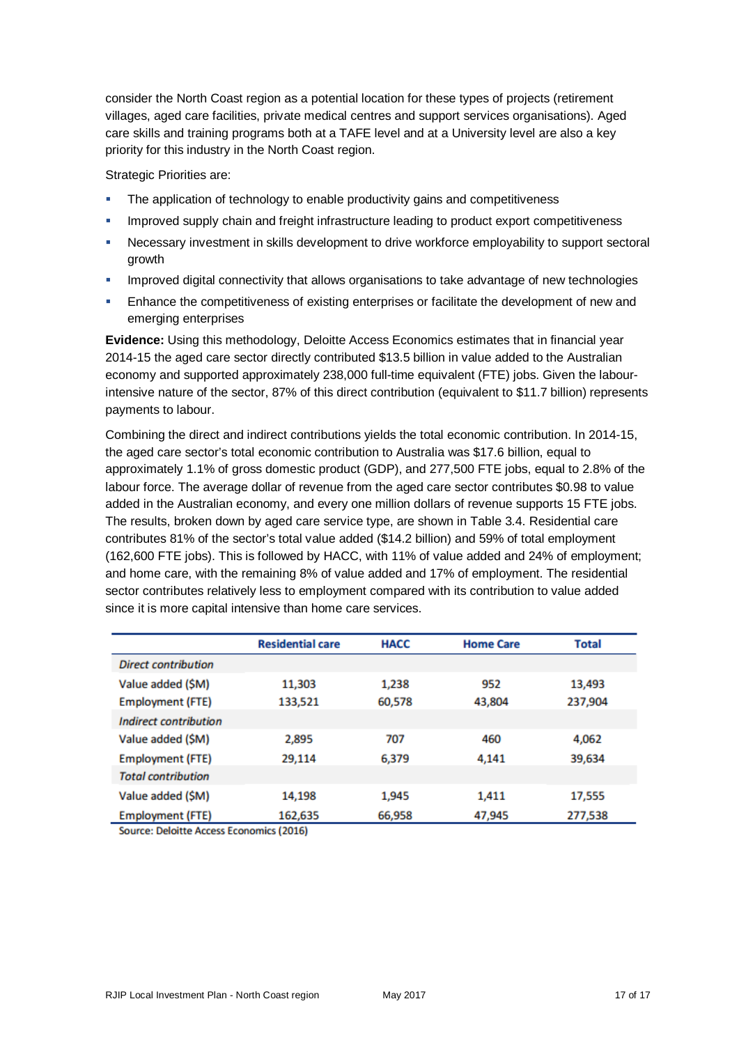consider the North Coast region as a potential location for these types of projects (retirement villages, aged care facilities, private medical centres and support services organisations). Aged care skills and training programs both at a TAFE level and at a University level are also a key priority for this industry in the North Coast region.

Strategic Priorities are:

- The application of technology to enable productivity gains and competitiveness
- Improved supply chain and freight infrastructure leading to product export competitiveness
- Necessary investment in skills development to drive workforce employability to support sectoral growth
- Improved digital connectivity that allows organisations to take advantage of new technologies
- Enhance the competitiveness of existing enterprises or facilitate the development of new and emerging enterprises

**Evidence:** Using this methodology, Deloitte Access Economics estimates that in financial year 2014-15 the aged care sector directly contributed $13.5 billion in value added to the Australian economy and supported approximately 238,000 full-time equivalent (FTE) jobs. Given the labour-intensive nature of the sector, 87% of this direct contribution (equivalent to $11.7 billion) represents payments to labour.

Combining the direct and indirect contributions yields the total economic contribution. In 2014-15, the aged care sector's total economic contribution to Australia was $17.6 billion, equal to approximately 1.1% of gross domestic product (GDP), and 277,500 FTE jobs, equal to 2.8% of the labour force. The average dollar of revenue from the aged care sector contributes $0.98 to value added in the Australian economy, and every one million dollars of revenue supports 15 FTE jobs. The results, broken down by aged care service type, are shown in Table 3.4. Residential care contributes 81% of the sector's total value added ($14.2 billion) and 59% of total employment (162,600 FTE jobs). This is followed by HACC, with 11% of value added and 24% of employment; and home care, with the remaining 8% of value added and 17% of employment. The residential sector contributes relatively less to employment compared with its contribution to value added since it is more capital intensive than home care services.

| | Residential care | HACC | Home Care | Total |
|---|---|---|---|---|
| *Direct contribution* | | | | |
| Value added ($M) | 11,303 | 1,238 | 952 | 13,493 |
| Employment (FTE) | 133,521 | 60,578 | 43,804 | 237,904 |
| *Indirect contribution* | | | | |
| Value added ($M) | 2,895 | 707 | 460 | 4,062 |
| Employment (FTE) | 29,114 | 6,379 | 4,141 | 39,634 |
| *Total contribution* | | | | |
| Value added ($M) | 14,198 | 1,945 | 1,411 | 17,555 |
| Employment (FTE) | 162,635 | 66,958 | 47,945 | 277,538 |

Source: Deloitte Access Economics (2016)